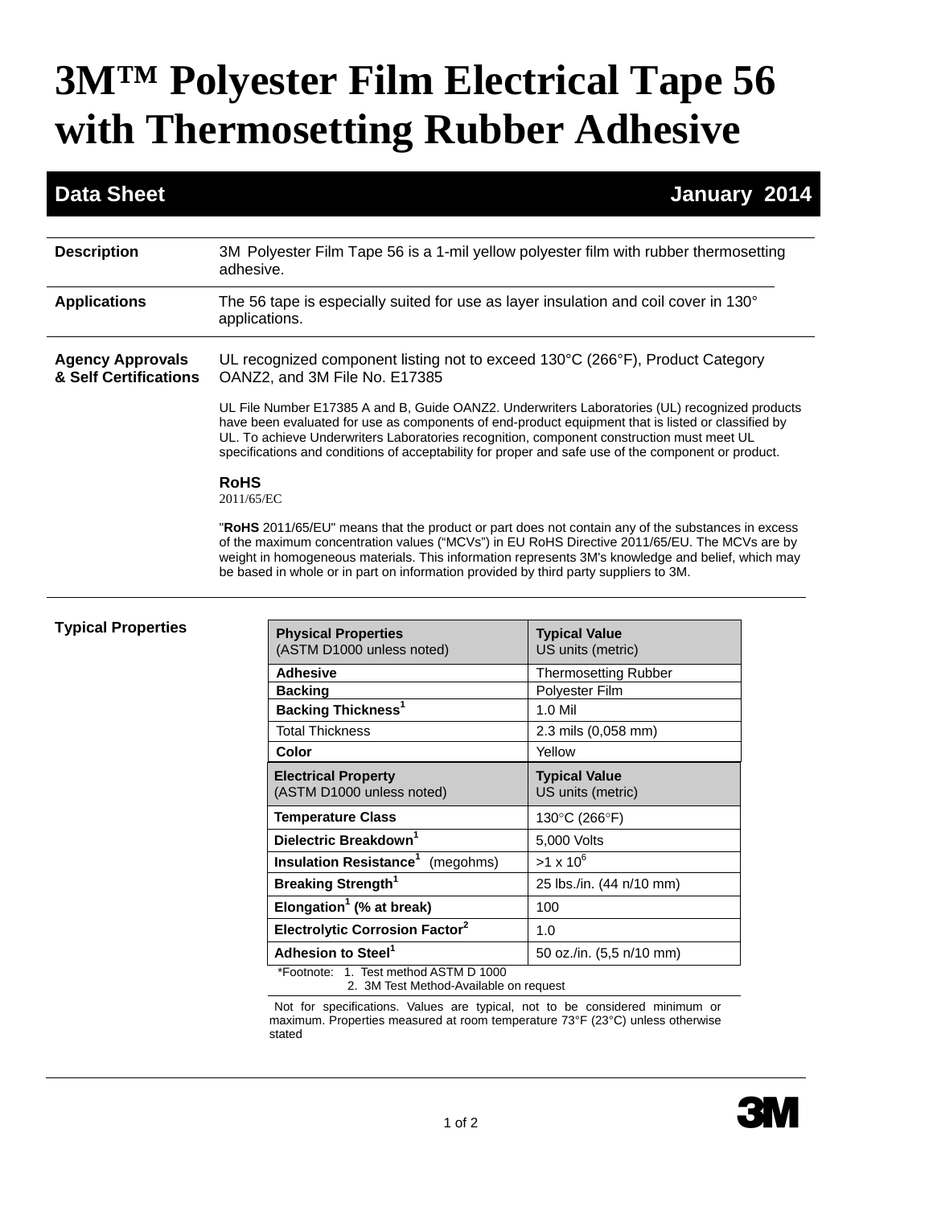# 3M™ Polyester Film Electrical Tape 56 with Thermosetting Rubber Adhesive

**Data Sheet** **January 2014**

**Description**

3M Polyester Film Tape 56 is a 1-mil yellow polyester film with rubber thermosetting adhesive.

**Applications**

The 56 tape is especially suited for use as layer insulation and coil cover in 130° applications.

**Agency Approvals & Self Certifications**

UL recognized component listing not to exceed 130°C (266°F), Product Category OANZ2, and 3M File No. E17385

UL File Number E17385 A and B, Guide OANZ2. Underwriters Laboratories (UL) recognized products have been evaluated for use as components of end-product equipment that is listed or classified by UL. To achieve Underwriters Laboratories recognition, component construction must meet UL specifications and conditions of acceptability for proper and safe use of the component or product.

**RoHS**

2011/65/EC

"**RoHS** 2011/65/EU" means that the product or part does not contain any of the substances in excess of the maximum concentration values ("MCVs") in EU RoHS Directive 2011/65/EU. The MCVs are by weight in homogeneous materials. This information represents 3M's knowledge and belief, which may be based in whole or in part on information provided by third party suppliers to 3M.

**Typical Properties**

| Physical Properties (ASTM D1000 unless noted) | Typical Value US units (metric) |
|---|---|
| **Adhesive** | Thermosetting Rubber |
| **Backing** | Polyester Film |
| **Backing Thickness**[1] | 1.0 Mil |
| Total Thickness | 2.3 mils (0,058 mm) |
| **Color** | Yellow |
| **Electrical Property** (ASTM D1000 unless noted) | **Typical Value** US units (metric) |
| **Temperature Class** | 130°C (266°F) |
| **Dielectric Breakdown**[1] | 5,000 Volts |
| **Insulation Resistance**[1] (megohms) | >1 x $10^6$ |
| **Breaking Strength**[1] | 25 lbs./in. (44 n/10 mm) |
| **Elongation**[1] **(% at break)** | 100 |
| **Electrolytic Corrosion Factor**[2] | 1.0 |
| **Adhesion to Steel**[1] | 50 oz./in. (5,5 n/10 mm) |

*Footnote: 1. Test method ASTM D 1000
2. 3M Test Method-Available on request

Not for specifications. Values are typical, not to be considered minimum or maximum. Properties measured at room temperature 73°F (23°C) unless otherwise stated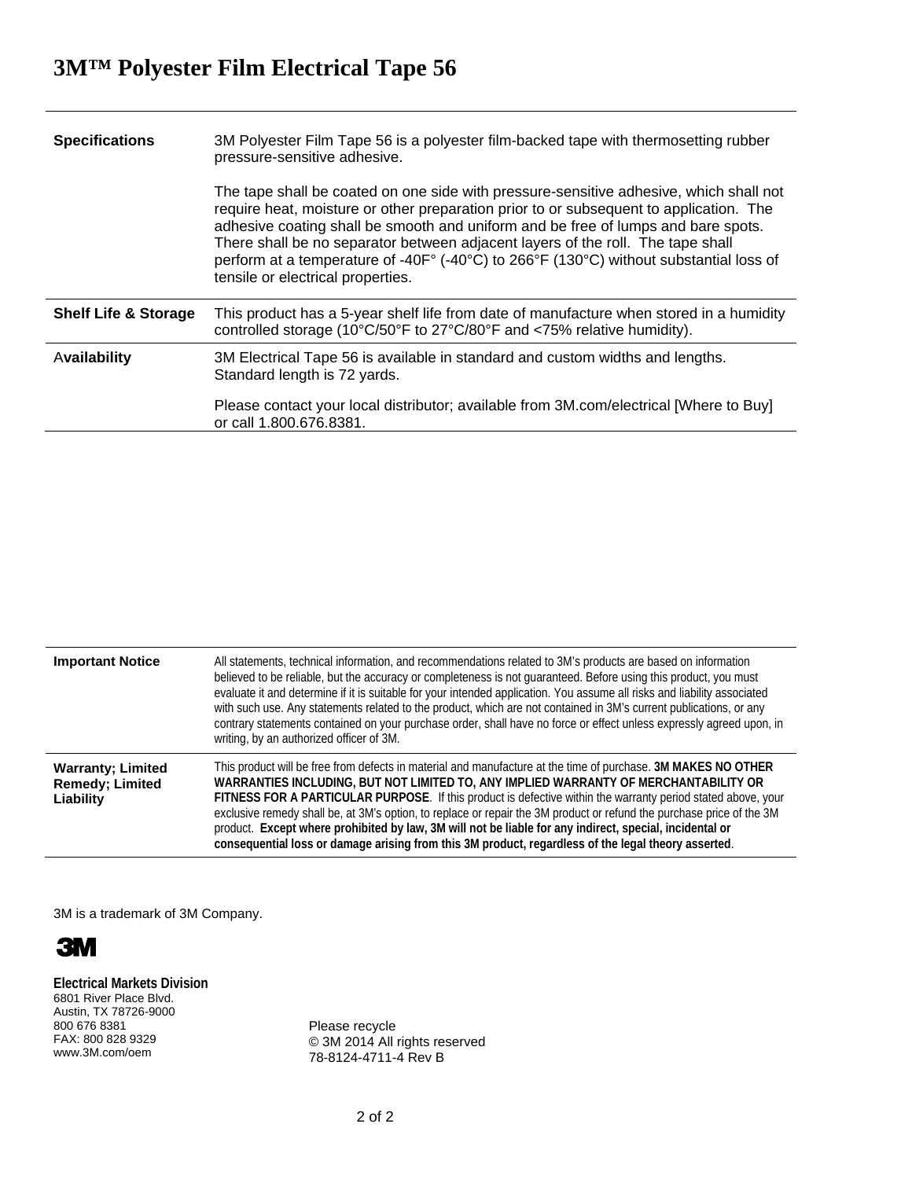# 3M™ Polyester Film Electrical Tape 56

| | |
|---|---|
| **Specifications** | 3M Polyester Film Tape 56 is a polyester film-backed tape with thermosetting rubber pressure-sensitive adhesive.<br><br>The tape shall be coated on one side with pressure-sensitive adhesive, which shall not require heat, moisture or other preparation prior to or subsequent to application. The adhesive coating shall be smooth and uniform and be free of lumps and bare spots. There shall be no separator between adjacent layers of the roll. The tape shall perform at a temperature of -40F° (-40°C) to 266°F (130°C) without substantial loss of tensile or electrical properties. |
| **Shelf Life & Storage** | This product has a 5-year shelf life from date of manufacture when stored in a humidity controlled storage (10°C/50°F to 27°C/80°F and <75% relative humidity). |
| A**vailability** | 3M Electrical Tape 56 is available in standard and custom widths and lengths. Standard length is 72 yards.<br><br>Please contact your local distributor; available from 3M.com/electrical [Where to Buy] or call 1.800.676.8381. |

| | |
|---|---|
| **Important Notice** | All statements, technical information, and recommendations related to 3M's products are based on information believed to be reliable, but the accuracy or completeness is not guaranteed. Before using this product, you must evaluate it and determine if it is suitable for your intended application. You assume all risks and liability associated with such use. Any statements related to the product, which are not contained in 3M's current publications, or any contrary statements contained on your purchase order, shall have no force or effect unless expressly agreed upon, in writing, by an authorized officer of 3M. |
| **Warranty; Limited Remedy; Limited Liability** | This product will be free from defects in material and manufacture at the time of purchase. **3M MAKES NO OTHER WARRANTIES INCLUDING, BUT NOT LIMITED TO, ANY IMPLIED WARRANTY OF MERCHANTABILITY OR FITNESS FOR A PARTICULAR PURPOSE**. If this product is defective within the warranty period stated above, your exclusive remedy shall be, at 3M's option, to replace or repair the 3M product or refund the purchase price of the 3M product. **Except where prohibited by law, 3M will not be liable for any indirect, special, incidental or consequential loss or damage arising from this 3M product, regardless of the legal theory asserted**. |

3M is a trademark of 3M Company.

3M

**Electrical Markets Division**
6801 River Place Blvd.
Austin, TX 78726-9000
800 676 8381
FAX: 800 828 9329
www.3M.com/oem

Please recycle
© 3M 2014 All rights reserved
78-8124-4711-4 Rev B